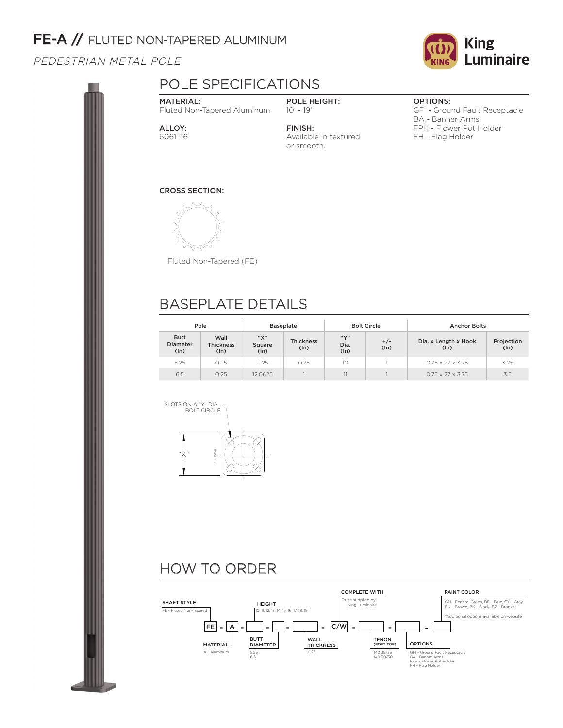# FE-A // FLUTED NON-TAPERED ALUMINUM

*PEDESTRIAN METAL POLE*

King Luminaire

## POLE SPECIFICATIONS

**MATERIAL:**
Fluted Non-Tapered Aluminum

**ALLOY:**
6061-T6

**POLE HEIGHT:**
10' - 19'

**FINISH:**
Available in textured or smooth.

**OPTIONS:**
GFI - Ground Fault Receptacle
BA - Banner Arms
FPH - Flower Pot Holder
FH - Flag Holder

**CROSS SECTION:**

Fluted Non-Tapered (FE)

## BASEPLATE DETAILS

| Pole | | Baseplate | | Bolt Circle | | Anchor Bolts | |
|---|---|---|---|---|---|---|---|
| Butt Diameter (In) | Wall Thickness (In) | "X" Square (In) | Thickness (In) | "Y" Dia. (In) | +/- (In) | Dia. x Length x Hook (In) | Projection (In) |
| 5.25 | 0.25 | 11.25 | 0.75 | 10 | 1 | 0.75 x 27 x 3.75 | 3.25 |
| 6.5 | 0.25 | 12.0625 | 1 | 11 | 1 | 0.75 x 27 x 3.75 | 3.5 |

SLOTS ON A "Y" DIA. BOLT CIRCLE

"X"

HH BOX

## HOW TO ORDER

FE - A - [ ] - [ ] - [ ] - C/W - [ ] - [ ] - [ ]

- **SHAFT STYLE:** FE - Fluted Non-Tapered
- **MATERIAL:** A - Aluminum
- **HEIGHT:** 10, 11, 12, 13, 14, 15, 16, 17, 18, 19
- **BUTT DIAMETER:** 5.25, 6.5
- **WALL THICKNESS:** 0.25
- **COMPLETE WITH:** To be supplied by King Luminaire
- **TENON (POST TOP):** 140 35/35, 140 30/30
- **OPTIONS:** GFI - Ground Fault Receptacle, BA - Banner Arms, FPH - Flower Pot Holder, FH - Flag Holder
- **PAINT COLOR:** GN - Federal Green, BE - Blue, GY - Gray, BN - Brown, BK - Black, BZ - Bronze
  *Additional options available on website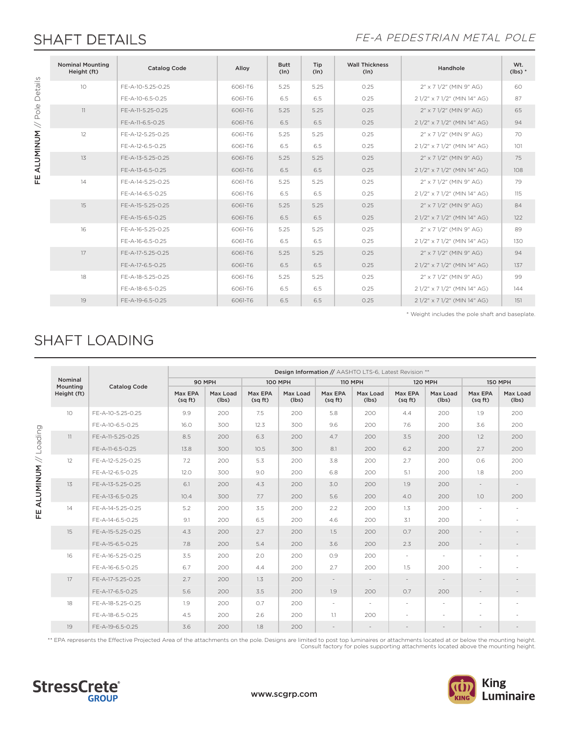## SHAFT DETAILS

*FE-A PEDESTRIAN METAL POLE*

**FE ALUMINUM // Pole Details**

| Nominal Mounting Height (ft) | Catalog Code | Alloy | Butt (In) | Tip (In) | Wall Thickness (In) | Handhole | Wt. (lbs) * |
|---|---|---|---|---|---|---|---|
| 10 | FE-A-10-5.25-0.25 | 6061-T6 | 5.25 | 5.25 | 0.25 | 2" x 7 1/2" (MIN 9" AG) | 60 |
| | FE-A-10-6.5-0.25 | 6061-T6 | 6.5 | 6.5 | 0.25 | 2 1/2" x 7 1/2" (MIN 14" AG) | 87 |
| 11 | FE-A-11-5.25-0.25 | 6061-T6 | 5.25 | 5.25 | 0.25 | 2" x 7 1/2" (MIN 9" AG) | 65 |
| | FE-A-11-6.5-0.25 | 6061-T6 | 6.5 | 6.5 | 0.25 | 2 1/2" x 7 1/2" (MIN 14" AG) | 94 |
| 12 | FE-A-12-5.25-0.25 | 6061-T6 | 5.25 | 5.25 | 0.25 | 2" x 7 1/2" (MIN 9" AG) | 70 |
| | FE-A-12-6.5-0.25 | 6061-T6 | 6.5 | 6.5 | 0.25 | 2 1/2" x 7 1/2" (MIN 14" AG) | 101 |
| 13 | FE-A-13-5.25-0.25 | 6061-T6 | 5.25 | 5.25 | 0.25 | 2" x 7 1/2" (MIN 9" AG) | 75 |
| | FE-A-13-6.5-0.25 | 6061-T6 | 6.5 | 6.5 | 0.25 | 2 1/2" x 7 1/2" (MIN 14" AG) | 108 |
| 14 | FE-A-14-5.25-0.25 | 6061-T6 | 5.25 | 5.25 | 0.25 | 2" x 7 1/2" (MIN 9" AG) | 79 |
| | FE-A-14-6.5-0.25 | 6061-T6 | 6.5 | 6.5 | 0.25 | 2 1/2" x 7 1/2" (MIN 14" AG) | 115 |
| 15 | FE-A-15-5.25-0.25 | 6061-T6 | 5.25 | 5.25 | 0.25 | 2" x 7 1/2" (MIN 9" AG) | 84 |
| | FE-A-15-6.5-0.25 | 6061-T6 | 6.5 | 6.5 | 0.25 | 2 1/2" x 7 1/2" (MIN 14" AG) | 122 |
| 16 | FE-A-16-5.25-0.25 | 6061-T6 | 5.25 | 5.25 | 0.25 | 2" x 7 1/2" (MIN 9" AG) | 89 |
| | FE-A-16-6.5-0.25 | 6061-T6 | 6.5 | 6.5 | 0.25 | 2 1/2" x 7 1/2" (MIN 14" AG) | 130 |
| 17 | FE-A-17-5.25-0.25 | 6061-T6 | 5.25 | 5.25 | 0.25 | 2" x 7 1/2" (MIN 9" AG) | 94 |
| | FE-A-17-6.5-0.25 | 6061-T6 | 6.5 | 6.5 | 0.25 | 2 1/2" x 7 1/2" (MIN 14" AG) | 137 |
| 18 | FE-A-18-5.25-0.25 | 6061-T6 | 5.25 | 5.25 | 0.25 | 2" x 7 1/2" (MIN 9" AG) | 99 |
| | FE-A-18-6.5-0.25 | 6061-T6 | 6.5 | 6.5 | 0.25 | 2 1/2" x 7 1/2" (MIN 14" AG) | 144 |
| 19 | FE-A-19-6.5-0.25 | 6061-T6 | 6.5 | 6.5 | 0.25 | 2 1/2" x 7 1/2" (MIN 14" AG) | 151 |

* Weight includes the pole shaft and baseplate.

## SHAFT LOADING

**FE ALUMINUM // Loading**

| Nominal Mounting Height (ft) | Catalog Code | Design Information // AASHTO LTS-6, Latest Revision ** | | | | | | | | | |
|---|---|---|---|---|---|---|---|---|---|---|---|
| | | 90 MPH | | 100 MPH | | 110 MPH | | 120 MPH | | 150 MPH | |
| | | Max EPA (sq ft) | Max Load (lbs) | Max EPA (sq ft) | Max Load (lbs) | Max EPA (sq ft) | Max Load (lbs) | Max EPA (sq ft) | Max Load (lbs) | Max EPA (sq ft) | Max Load (lbs) |
| 10 | FE-A-10-5.25-0.25 | 9.9 | 200 | 7.5 | 200 | 5.8 | 200 | 4.4 | 200 | 1.9 | 200 |
| | FE-A-10-6.5-0.25 | 16.0 | 300 | 12.3 | 300 | 9.6 | 200 | 7.6 | 200 | 3.6 | 200 |
| 11 | FE-A-11-5.25-0.25 | 8.5 | 200 | 6.3 | 200 | 4.7 | 200 | 3.5 | 200 | 1.2 | 200 |
| | FE-A-11-6.5-0.25 | 13.8 | 300 | 10.5 | 300 | 8.1 | 200 | 6.2 | 200 | 2.7 | 200 |
| 12 | FE-A-12-5.25-0.25 | 7.2 | 200 | 5.3 | 200 | 3.8 | 200 | 2.7 | 200 | 0.6 | 200 |
| | FE-A-12-6.5-0.25 | 12.0 | 300 | 9.0 | 200 | 6.8 | 200 | 5.1 | 200 | 1.8 | 200 |
| 13 | FE-A-13-5.25-0.25 | 6.1 | 200 | 4.3 | 200 | 3.0 | 200 | 1.9 | 200 | - | - |
| | FE-A-13-6.5-0.25 | 10.4 | 300 | 7.7 | 200 | 5.6 | 200 | 4.0 | 200 | 1.0 | 200 |
| 14 | FE-A-14-5.25-0.25 | 5.2 | 200 | 3.5 | 200 | 2.2 | 200 | 1.3 | 200 | - | - |
| | FE-A-14-6.5-0.25 | 9.1 | 200 | 6.5 | 200 | 4.6 | 200 | 3.1 | 200 | - | - |
| 15 | FE-A-15-5.25-0.25 | 4.3 | 200 | 2.7 | 200 | 1.5 | 200 | 0.7 | 200 | - | - |
| | FE-A-15-6.5-0.25 | 7.8 | 200 | 5.4 | 200 | 3.6 | 200 | 2.3 | 200 | - | - |
| 16 | FE-A-16-5.25-0.25 | 3.5 | 200 | 2.0 | 200 | 0.9 | 200 | - | - | - | - |
| | FE-A-16-6.5-0.25 | 6.7 | 200 | 4.4 | 200 | 2.7 | 200 | 1.5 | 200 | - | - |
| 17 | FE-A-17-5.25-0.25 | 2.7 | 200 | 1.3 | 200 | - | - | - | - | - | - |
| | FE-A-17-6.5-0.25 | 5.6 | 200 | 3.5 | 200 | 1.9 | 200 | 0.7 | 200 | - | - |
| 18 | FE-A-18-5.25-0.25 | 1.9 | 200 | 0.7 | 200 | - | - | - | - | - | - |
| | FE-A-18-6.5-0.25 | 4.5 | 200 | 2.6 | 200 | 1.1 | 200 | - | - | - | - |
| 19 | FE-A-19-6.5-0.25 | 3.6 | 200 | 1.8 | 200 | - | - | - | - | - | - |

** EPA represents the Effective Projected Area of the attachments on the pole. Designs are limited to post top luminaires or attachments located at or below the mounting height. Consult factory for poles supporting attachments located above the mounting height.

StressCrete GROUP

www.scgrp.com

King Luminaire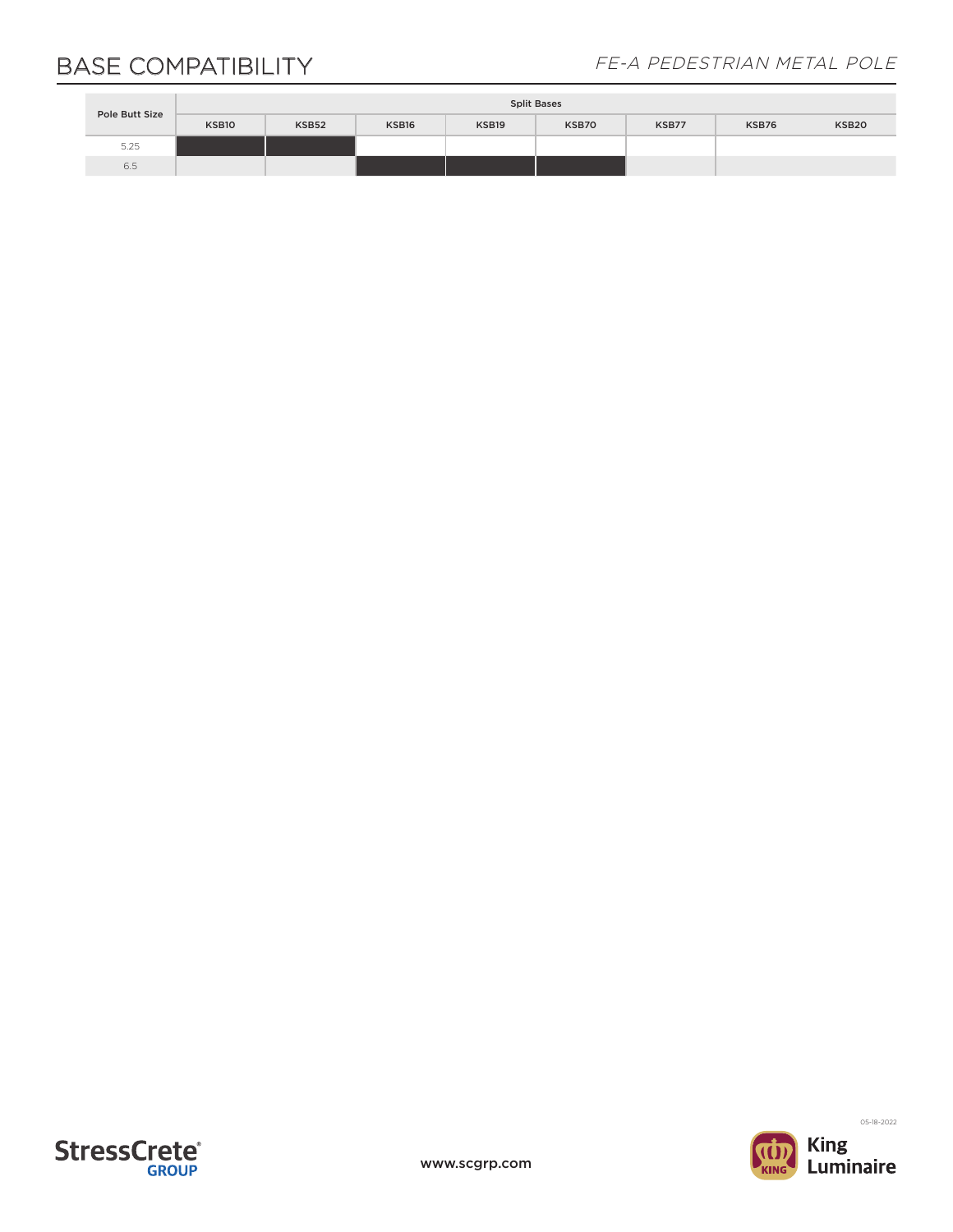# BASE COMPATIBILITY

| Pole Butt Size | Split Bases | | | | | | |
|---|---|---|---|---|---|---|---|
| | KSB10 | KSB52 | KSB16 | KSB19 | KSB70 | KSB77 | KSB76 | KSB20 |
| 5.25 | ■ | ■ | | | | | | |
| 6.5 | | | ■ | ■ | ■ | | | |